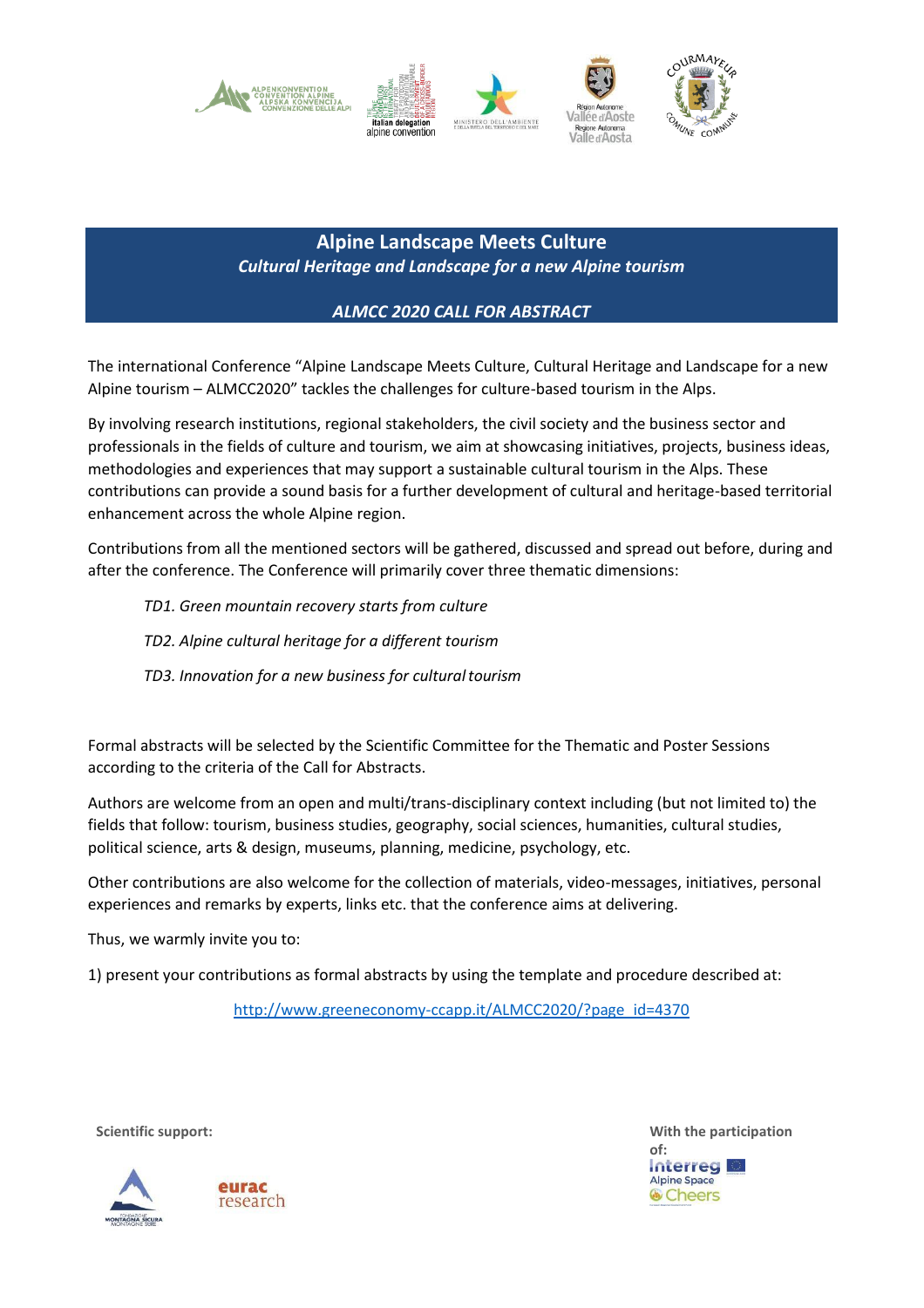# Alpine Landscape Meets Culture

*Cultural Heritage and Landscape for a new Alpine tourism*

***ALMCC 2020 CALL FOR ABSTRACT***

The international Conference "Alpine Landscape Meets Culture, Cultural Heritage and Landscape for a new Alpine tourism – ALMCC2020" tackles the challenges for culture-based tourism in the Alps.

By involving research institutions, regional stakeholders, the civil society and the business sector and professionals in the fields of culture and tourism, we aim at showcasing initiatives, projects, business ideas, methodologies and experiences that may support a sustainable cultural tourism in the Alps. These contributions can provide a sound basis for a further development of cultural and heritage-based territorial enhancement across the whole Alpine region.

Contributions from all the mentioned sectors will be gathered, discussed and spread out before, during and after the conference. The Conference will primarily cover three thematic dimensions:

*TD1. Green mountain recovery starts from culture*

*TD2. Alpine cultural heritage for a different tourism*

*TD3. Innovation for a new business for cultural tourism*

Formal abstracts will be selected by the Scientific Committee for the Thematic and Poster Sessions according to the criteria of the Call for Abstracts.

Authors are welcome from an open and multi/trans-disciplinary context including (but not limited to) the fields that follow: tourism, business studies, geography, social sciences, humanities, cultural studies, political science, arts & design, museums, planning, medicine, psychology, etc.

Other contributions are also welcome for the collection of materials, video-messages, initiatives, personal experiences and remarks by experts, links etc. that the conference aims at delivering.

Thus, we warmly invite you to:

1) present your contributions as formal abstracts by using the template and procedure described at:

http://www.greeneconomy-ccapp.it/ALMCC2020/?page_id=4370

**Scientific support:**

**With the participation of:**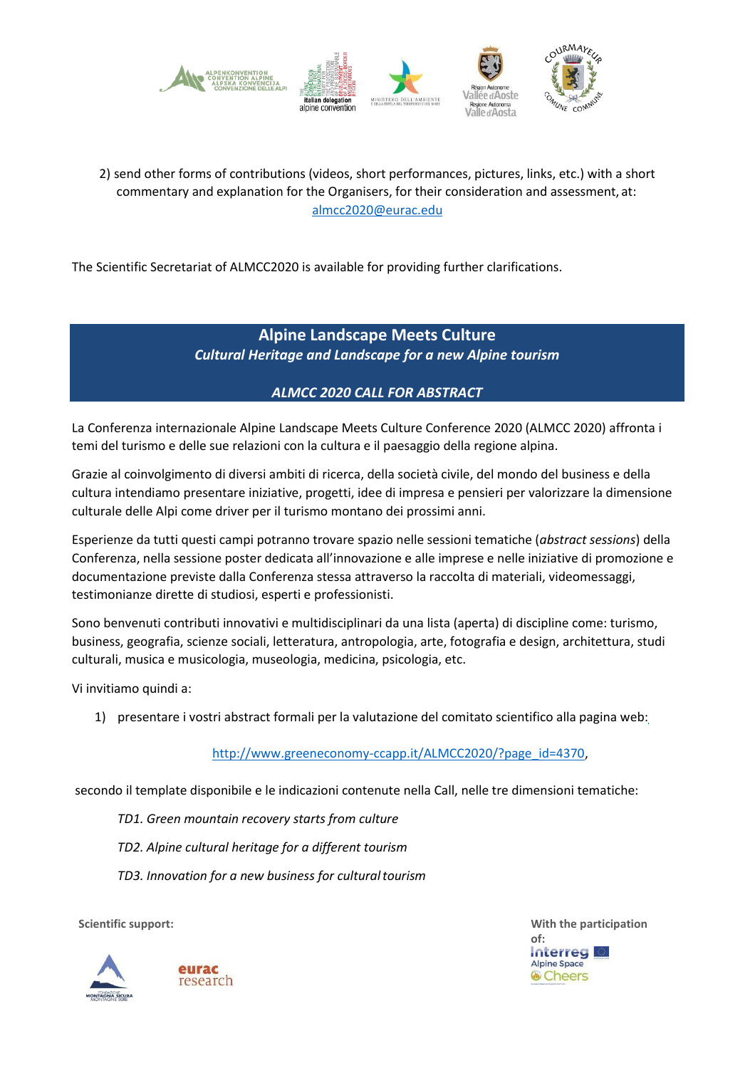2) send other forms of contributions (videos, short performances, pictures, links, etc.) with a short commentary and explanation for the Organisers, for their consideration and assessment, at: almcc2020@eurac.edu

The Scientific Secretariat of ALMCC2020 is available for providing further clarifications.

## Alpine Landscape Meets Culture

***Cultural Heritage and Landscape for a new Alpine tourism***

***ALMCC 2020 CALL FOR ABSTRACT***

La Conferenza internazionale Alpine Landscape Meets Culture Conference 2020 (ALMCC 2020) affronta i temi del turismo e delle sue relazioni con la cultura e il paesaggio della regione alpina.

Grazie al coinvolgimento di diversi ambiti di ricerca, della società civile, del mondo del business e della cultura intendiamo presentare iniziative, progetti, idee di impresa e pensieri per valorizzare la dimensione culturale delle Alpi come driver per il turismo montano dei prossimi anni.

Esperienze da tutti questi campi potranno trovare spazio nelle sessioni tematiche (*abstract sessions*) della Conferenza, nella sessione poster dedicata all'innovazione e alle imprese e nelle iniziative di promozione e documentazione previste dalla Conferenza stessa attraverso la raccolta di materiali, videomessaggi, testimonianze dirette di studiosi, esperti e professionisti.

Sono benvenuti contributi innovativi e multidisciplinari da una lista (aperta) di discipline come: turismo, business, geografia, scienze sociali, letteratura, antropologia, arte, fotografia e design, architettura, studi culturali, musica e musicologia, museologia, medicina, psicologia, etc.

Vi invitiamo quindi a:

1) presentare i vostri abstract formali per la valutazione del comitato scientifico alla pagina web:

   http://www.greeneconomy-ccapp.it/ALMCC2020/?page_id=4370,

secondo il template disponibile e le indicazioni contenute nella Call, nelle tre dimensioni tematiche:

*TD1. Green mountain recovery starts from culture*

*TD2. Alpine cultural heritage for a different tourism*

*TD3. Innovation for a new business for cultural tourism*

**Scientific support:**

**With the participation of:**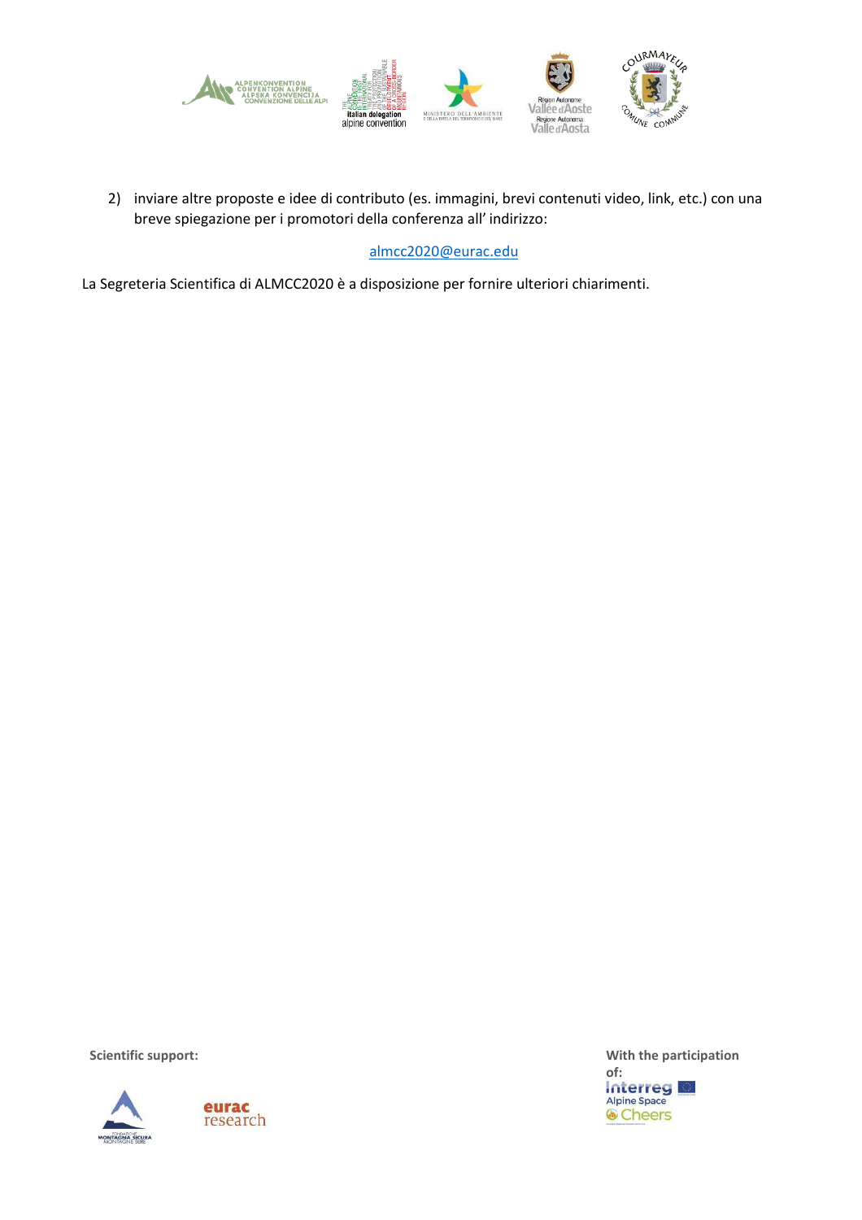2) inviare altre proposte e idee di contributo (es. immagini, brevi contenuti video, link, etc.) con una breve spiegazione per i promotori della conferenza all' indirizzo:

almcc2020@eurac.edu

La Segreteria Scientifica di ALMCC2020 è a disposizione per fornire ulteriori chiarimenti.

**Scientific support:**

**With the participation of:**